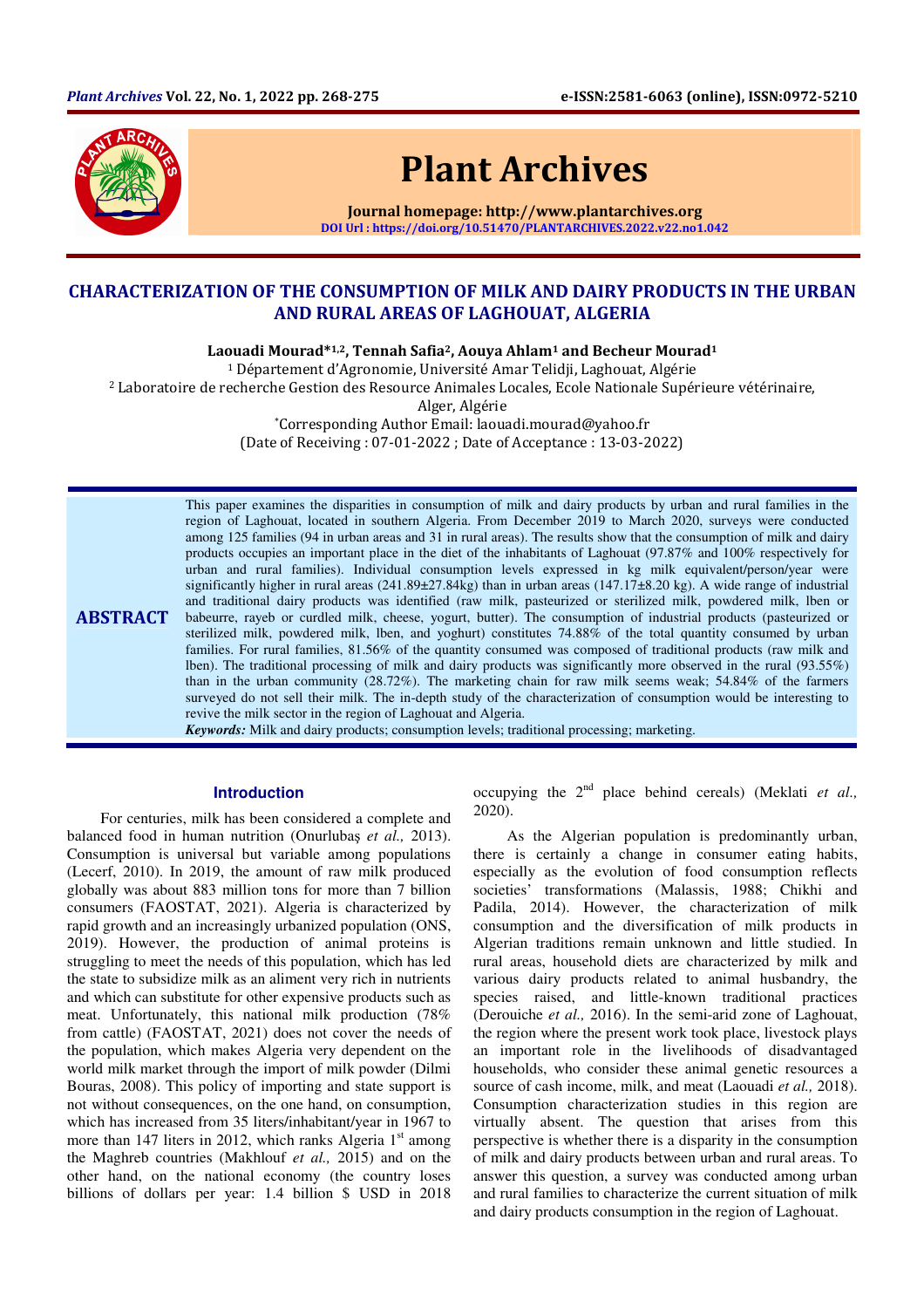# CHARACTERIZATION OF THE CONSUMPTION OF MILK AND DAIRY PRODUCTS IN THE URBAN AND RURAL AREAS OF LAGHOUAT, ALGERIA

**Laouadi Mourad*[1,2], Tennah Safia[2], Aouya Ahlam[1] and Becheur Mourad[1]**

[1] Département d'Agronomie, Université Amar Telidji, Laghouat, Algérie

[2] Laboratoire de recherche Gestion des Resource Animales Locales, Ecole Nationale Supérieure vétérinaire, Alger, Algérie

*Corresponding Author Email: laouadi.mourad@yahoo.fr

(Date of Receiving : 07-01-2022 ; Date of Acceptance : 13-03-2022)

## ABSTRACT

This paper examines the disparities in consumption of milk and dairy products by urban and rural families in the region of Laghouat, located in southern Algeria. From December 2019 to March 2020, surveys were conducted among 125 families (94 in urban areas and 31 in rural areas). The results show that the consumption of milk and dairy products occupies an important place in the diet of the inhabitants of Laghouat (97.87% and 100% respectively for urban and rural families). Individual consumption levels expressed in kg milk equivalent/person/year were significantly higher in rural areas (241.89±27.84kg) than in urban areas (147.17±8.20 kg). A wide range of industrial and traditional dairy products was identified (raw milk, pasteurized or sterilized milk, powdered milk, lben or babeurre, rayeb or curdled milk, cheese, yogurt, butter). The consumption of industrial products (pasteurized or sterilized milk, powdered milk, lben, and yoghurt) constitutes 74.88% of the total quantity consumed by urban families. For rural families, 81.56% of the quantity consumed was composed of traditional products (raw milk and lben). The traditional processing of milk and dairy products was significantly more observed in the rural (93.55%) than in the urban community (28.72%). The marketing chain for raw milk seems weak; 54.84% of the farmers surveyed do not sell their milk. The in-depth study of the characterization of consumption would be interesting to revive the milk sector in the region of Laghouat and Algeria.

***Keywords:*** Milk and dairy products; consumption levels; traditional processing; marketing.

## Introduction

For centuries, milk has been considered a complete and balanced food in human nutrition (Onurlubaş *et al.,* 2013). Consumption is universal but variable among populations (Lecerf, 2010). In 2019, the amount of raw milk produced globally was about 883 million tons for more than 7 billion consumers (FAOSTAT, 2021). Algeria is characterized by rapid growth and an increasingly urbanized population (ONS, 2019). However, the production of animal proteins is struggling to meet the needs of this population, which has led the state to subsidize milk as an aliment very rich in nutrients and which can substitute for other expensive products such as meat. Unfortunately, this national milk production (78% from cattle) (FAOSTAT, 2021) does not cover the needs of the population, which makes Algeria very dependent on the world milk market through the import of milk powder (Dilmi Bouras, 2008). This policy of importing and state support is not without consequences, on the one hand, on consumption, which has increased from 35 liters/inhabitant/year in 1967 to more than 147 liters in 2012, which ranks Algeria 1st among the Maghreb countries (Makhlouf *et al.,* 2015) and on the other hand, on the national economy (the country loses billions of dollars per year: 1.4 billion $ USD in 2018 occupying the 2nd place behind cereals) (Meklati *et al.,* 2020).

As the Algerian population is predominantly urban, there is certainly a change in consumer eating habits, especially as the evolution of food consumption reflects societies' transformations (Malassis, 1988; Chikhi and Padila, 2014). However, the characterization of milk consumption and the diversification of milk products in Algerian traditions remain unknown and little studied. In rural areas, household diets are characterized by milk and various dairy products related to animal husbandry, the species raised, and little-known traditional practices (Derouiche *et al.,* 2016). In the semi-arid zone of Laghouat, the region where the present work took place, livestock plays an important role in the livelihoods of disadvantaged households, who consider these animal genetic resources a source of cash income, milk, and meat (Laouadi *et al.,* 2018). Consumption characterization studies in this region are virtually absent. The question that arises from this perspective is whether there is a disparity in the consumption of milk and dairy products between urban and rural areas. To answer this question, a survey was conducted among urban and rural families to characterize the current situation of milk and dairy products consumption in the region of Laghouat.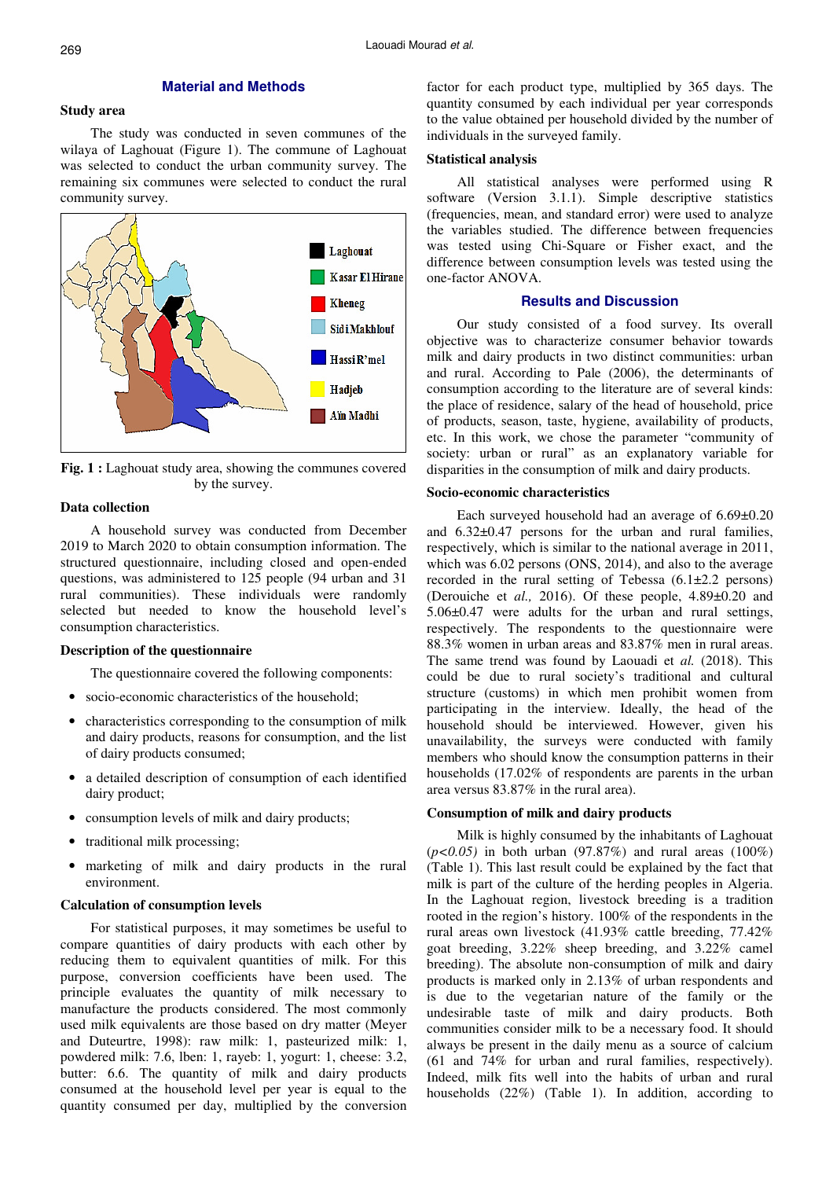## Material and Methods

### Study area

The study was conducted in seven communes of the wilaya of Laghouat (Figure 1). The commune of Laghouat was selected to conduct the urban community survey. The remaining six communes were selected to conduct the rural community survey.

**Fig. 1 :** Laghouat study area, showing the communes covered by the survey.

### Data collection

A household survey was conducted from December 2019 to March 2020 to obtain consumption information. The structured questionnaire, including closed and open-ended questions, was administered to 125 people (94 urban and 31 rural communities). These individuals were randomly selected but needed to know the household level's consumption characteristics.

### Description of the questionnaire

The questionnaire covered the following components:

- socio-economic characteristics of the household;
- characteristics corresponding to the consumption of milk and dairy products, reasons for consumption, and the list of dairy products consumed;
- a detailed description of consumption of each identified dairy product;
- consumption levels of milk and dairy products;
- traditional milk processing;
- marketing of milk and dairy products in the rural environment.

### Calculation of consumption levels

For statistical purposes, it may sometimes be useful to compare quantities of dairy products with each other by reducing them to equivalent quantities of milk. For this purpose, conversion coefficients have been used. The principle evaluates the quantity of milk necessary to manufacture the products considered. The most commonly used milk equivalents are those based on dry matter (Meyer and Duteurtre, 1998): raw milk: 1, pasteurized milk: 1, powdered milk: 7.6, lben: 1, rayeb: 1, yogurt: 1, cheese: 3.2, butter: 6.6. The quantity of milk and dairy products consumed at the household level per year is equal to the quantity consumed per day, multiplied by the conversion factor for each product type, multiplied by 365 days. The quantity consumed by each individual per year corresponds to the value obtained per household divided by the number of individuals in the surveyed family.

### Statistical analysis

All statistical analyses were performed using R software (Version 3.1.1). Simple descriptive statistics (frequencies, mean, and standard error) were used to analyze the variables studied. The difference between frequencies was tested using Chi-Square or Fisher exact, and the difference between consumption levels was tested using the one-factor ANOVA.

## Results and Discussion

Our study consisted of a food survey. Its overall objective was to characterize consumer behavior towards milk and dairy products in two distinct communities: urban and rural. According to Pale (2006), the determinants of consumption according to the literature are of several kinds: the place of residence, salary of the head of household, price of products, season, taste, hygiene, availability of products, etc. In this work, we chose the parameter "community of society: urban or rural" as an explanatory variable for disparities in the consumption of milk and dairy products.

### Socio-economic characteristics

Each surveyed household had an average of 6.69±0.20 and 6.32±0.47 persons for the urban and rural families, respectively, which is similar to the national average in 2011, which was 6.02 persons (ONS, 2014), and also to the average recorded in the rural setting of Tebessa (6.1±2.2 persons) (Derouiche et *al.,* 2016). Of these people, 4.89±0.20 and 5.06±0.47 were adults for the urban and rural settings, respectively. The respondents to the questionnaire were 88.3% women in urban areas and 83.87% men in rural areas. The same trend was found by Laouadi et *al.* (2018). This could be due to rural society's traditional and cultural structure (customs) in which men prohibit women from participating in the interview. Ideally, the head of the household should be interviewed. However, given his unavailability, the surveys were conducted with family members who should know the consumption patterns in their households (17.02% of respondents are parents in the urban area versus 83.87% in the rural area).

### Consumption of milk and dairy products

Milk is highly consumed by the inhabitants of Laghouat (*$p<0.05$*) in both urban (97.87%) and rural areas (100%) (Table 1). This last result could be explained by the fact that milk is part of the culture of the herding peoples in Algeria. In the Laghouat region, livestock breeding is a tradition rooted in the region's history. 100% of the respondents in the rural areas own livestock (41.93% cattle breeding, 77.42% goat breeding, 3.22% sheep breeding, and 3.22% camel breeding). The absolute non-consumption of milk and dairy products is marked only in 2.13% of urban respondents and is due to the vegetarian nature of the family or the undesirable taste of milk and dairy products. Both communities consider milk to be a necessary food. It should always be present in the daily menu as a source of calcium (61 and 74% for urban and rural families, respectively). Indeed, milk fits well into the habits of urban and rural households (22%) (Table 1). In addition, according to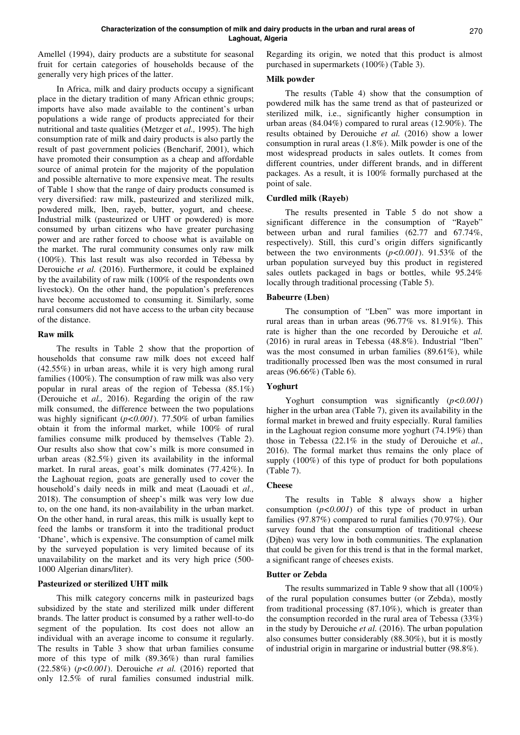Amellel (1994), dairy products are a substitute for seasonal fruit for certain categories of households because of the generally very high prices of the latter.

In Africa, milk and dairy products occupy a significant place in the dietary tradition of many African ethnic groups; imports have also made available to the continent's urban populations a wide range of products appreciated for their nutritional and taste qualities (Metzger et *al.,* 1995). The high consumption rate of milk and dairy products is also partly the result of past government policies (Bencharif, 2001), which have promoted their consumption as a cheap and affordable source of animal protein for the majority of the population and possible alternative to more expensive meat. The results of Table 1 show that the range of dairy products consumed is very diversified: raw milk, pasteurized and sterilized milk, powdered milk, lben, rayeb, butter, yogurt, and cheese. Industrial milk (pasteurized or UHT or powdered) is more consumed by urban citizens who have greater purchasing power and are rather forced to choose what is available on the market. The rural community consumes only raw milk (100%). This last result was also recorded in Tébessa by Derouiche *et al.* (2016). Furthermore, it could be explained by the availability of raw milk (100% of the respondents own livestock). On the other hand, the population's preferences have become accustomed to consuming it. Similarly, some rural consumers did not have access to the urban city because of the distance.

### Raw milk

The results in Table 2 show that the proportion of households that consume raw milk does not exceed half (42.55%) in urban areas, while it is very high among rural families (100%). The consumption of raw milk was also very popular in rural areas of the region of Tebessa (85.1%) (Derouiche et *al.,* 2016). Regarding the origin of the raw milk consumed, the difference between the two populations was highly significant (*p<0.001*). 77.50% of urban families obtain it from the informal market, while 100% of rural families consume milk produced by themselves (Table 2). Our results also show that cow's milk is more consumed in urban areas (82.5%) given its availability in the informal market. In rural areas, goat's milk dominates (77.42%). In the Laghouat region, goats are generally used to cover the household's daily needs in milk and meat (Laouadi et *al.,* 2018). The consumption of sheep's milk was very low due to, on the one hand, its non-availability in the urban market. On the other hand, in rural areas, this milk is usually kept to feed the lambs or transform it into the traditional product 'Dhane', which is expensive. The consumption of camel milk by the surveyed population is very limited because of its unavailability on the market and its very high price (500-1000 Algerian dinars/liter).

### Pasteurized or sterilized UHT milk

This milk category concerns milk in pasteurized bags subsidized by the state and sterilized milk under different brands. The latter product is consumed by a rather well-to-do segment of the population. Its cost does not allow an individual with an average income to consume it regularly. The results in Table 3 show that urban families consume more of this type of milk (89.36%) than rural families (22.58%) (*p<0.001*). Derouiche *et al.* (2016) reported that only 12.5% of rural families consumed industrial milk. Regarding its origin, we noted that this product is almost purchased in supermarkets (100%) (Table 3).

### Milk powder

The results (Table 4) show that the consumption of powdered milk has the same trend as that of pasteurized or sterilized milk, i.e., significantly higher consumption in urban areas (84.04%) compared to rural areas (12.90%). The results obtained by Derouiche *et al.* (2016) show a lower consumption in rural areas (1.8%). Milk powder is one of the most widespread products in sales outlets. It comes from different countries, under different brands, and in different packages. As a result, it is 100% formally purchased at the point of sale.

### Curdled milk (Rayeb)

The results presented in Table 5 do not show a significant difference in the consumption of "Rayeb" between urban and rural families (62.77 and 67.74%, respectively). Still, this curd's origin differs significantly between the two environments (*p<0.001*). 91.53% of the urban population surveyed buy this product in registered sales outlets packaged in bags or bottles, while 95.24% locally through traditional processing (Table 5).

### Babeurre (Lben)

The consumption of "Lben" was more important in rural areas than in urban areas (96.77% vs. 81.91%). This rate is higher than the one recorded by Derouiche et *al.* (2016) in rural areas in Tebessa (48.8%). Industrial "lben" was the most consumed in urban families (89.61%), while traditionally processed lben was the most consumed in rural areas (96.66%) (Table 6).

### Yoghurt

Yoghurt consumption was significantly (*p<0.001*) higher in the urban area (Table 7), given its availability in the formal market in brewed and fruity especially. Rural families in the Laghouat region consume more yoghurt (74.19%) than those in Tebessa (22.1% in the study of Derouiche et *al.*, 2016). The formal market thus remains the only place of supply (100%) of this type of product for both populations (Table 7).

### Cheese

The results in Table 8 always show a higher consumption (*p<0.001*) of this type of product in urban families (97.87%) compared to rural families (70.97%). Our survey found that the consumption of traditional cheese (Djben) was very low in both communities. The explanation that could be given for this trend is that in the formal market, a significant range of cheeses exists.

### Butter or Zebda

The results summarized in Table 9 show that all (100%) of the rural population consumes butter (or Zebda), mostly from traditional processing (87.10%), which is greater than the consumption recorded in the rural area of Tebessa (33%) in the study by Derouiche *et al.* (2016). The urban population also consumes butter considerably (88.30%), but it is mostly of industrial origin in margarine or industrial butter (98.8%).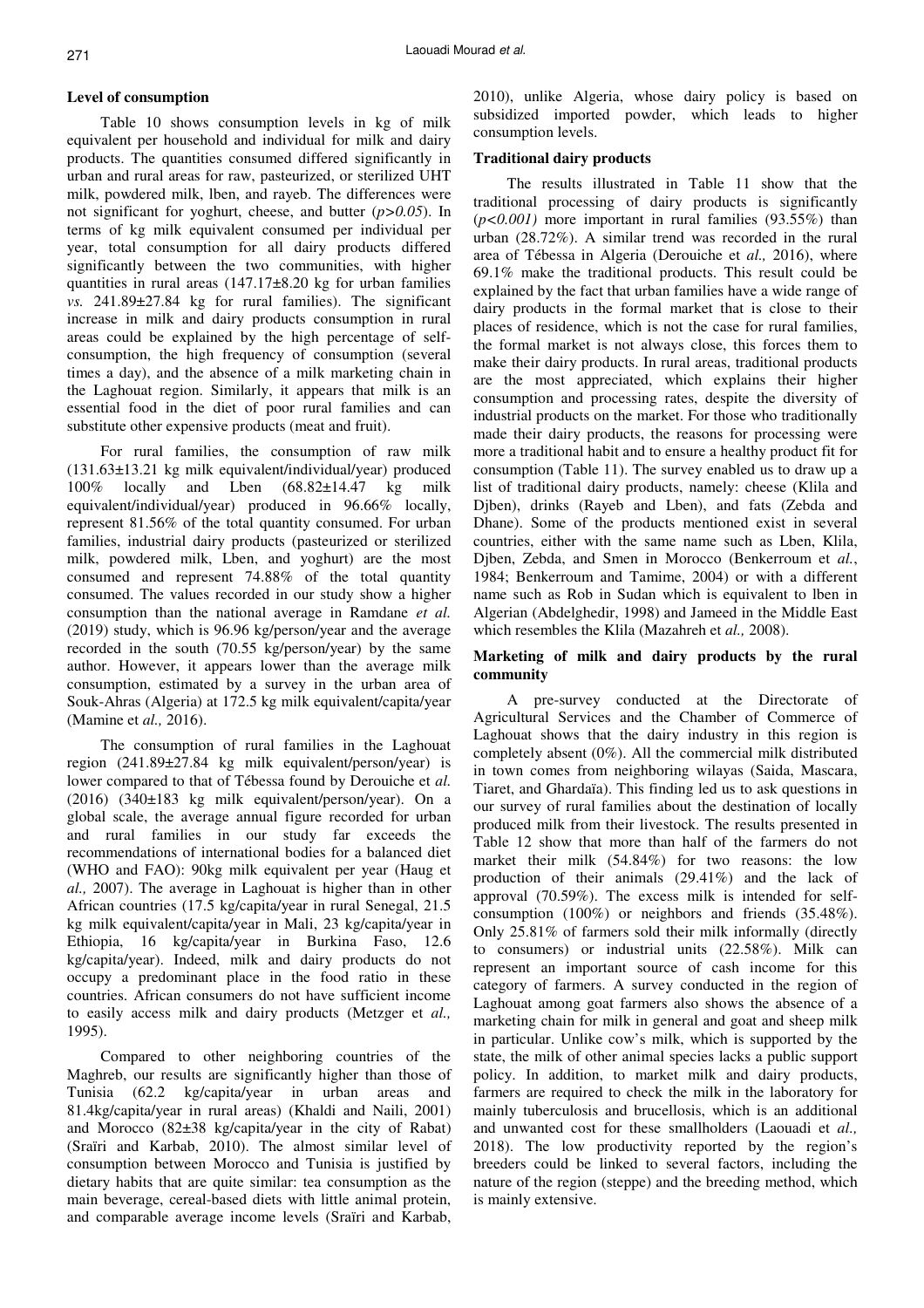### Level of consumption

Table 10 shows consumption levels in kg of milk equivalent per household and individual for milk and dairy products. The quantities consumed differed significantly in urban and rural areas for raw, pasteurized, or sterilized UHT milk, powdered milk, lben, and rayeb. The differences were not significant for yoghurt, cheese, and butter ($p>0.05$). In terms of kg milk equivalent consumed per individual per year, total consumption for all dairy products differed significantly between the two communities, with higher quantities in rural areas (147.17±8.20 kg for urban families *vs.* 241.89±27.84 kg for rural families). The significant increase in milk and dairy products consumption in rural areas could be explained by the high percentage of self-consumption, the high frequency of consumption (several times a day), and the absence of a milk marketing chain in the Laghouat region. Similarly, it appears that milk is an essential food in the diet of poor rural families and can substitute other expensive products (meat and fruit).

For rural families, the consumption of raw milk (131.63±13.21 kg milk equivalent/individual/year) produced 100% locally and Lben (68.82±14.47 kg milk equivalent/individual/year) produced in 96.66% locally, represent 81.56% of the total quantity consumed. For urban families, industrial dairy products (pasteurized or sterilized milk, powdered milk, Lben, and yoghurt) are the most consumed and represent 74.88% of the total quantity consumed. The values recorded in our study show a higher consumption than the national average in Ramdane *et al.* (2019) study, which is 96.96 kg/person/year and the average recorded in the south (70.55 kg/person/year) by the same author. However, it appears lower than the average milk consumption, estimated by a survey in the urban area of Souk-Ahras (Algeria) at 172.5 kg milk equivalent/capita/year (Mamine et *al.,* 2016).

The consumption of rural families in the Laghouat region (241.89±27.84 kg milk equivalent/person/year) is lower compared to that of Tébessa found by Derouiche et *al.* (2016) (340±183 kg milk equivalent/person/year). On a global scale, the average annual figure recorded for urban and rural families in our study far exceeds the recommendations of international bodies for a balanced diet (WHO and FAO): 90kg milk equivalent per year (Haug et *al.,* 2007). The average in Laghouat is higher than in other African countries (17.5 kg/capita/year in rural Senegal, 21.5 kg milk equivalent/capita/year in Mali, 23 kg/capita/year in Ethiopia, 16 kg/capita/year in Burkina Faso, 12.6 kg/capita/year). Indeed, milk and dairy products do not occupy a predominant place in the food ratio in these countries. African consumers do not have sufficient income to easily access milk and dairy products (Metzger et *al.,* 1995).

Compared to other neighboring countries of the Maghreb, our results are significantly higher than those of Tunisia (62.2 kg/capita/year in urban areas and 81.4kg/capita/year in rural areas) (Khaldi and Naili, 2001) and Morocco (82±38 kg/capita/year in the city of Rabat) (Sraïri and Karbab, 2010). The almost similar level of consumption between Morocco and Tunisia is justified by dietary habits that are quite similar: tea consumption as the main beverage, cereal-based diets with little animal protein, and comparable average income levels (Sraïri and Karbab, 2010), unlike Algeria, whose dairy policy is based on subsidized imported powder, which leads to higher consumption levels.

### Traditional dairy products

The results illustrated in Table 11 show that the traditional processing of dairy products is significantly ($p<0.001$) more important in rural families (93.55%) than urban (28.72%). A similar trend was recorded in the rural area of Tébessa in Algeria (Derouiche et *al.,* 2016), where 69.1% make the traditional products. This result could be explained by the fact that urban families have a wide range of dairy products in the formal market that is close to their places of residence, which is not the case for rural families, the formal market is not always close, this forces them to make their dairy products. In rural areas, traditional products are the most appreciated, which explains their higher consumption and processing rates, despite the diversity of industrial products on the market. For those who traditionally made their dairy products, the reasons for processing were more a traditional habit and to ensure a healthy product fit for consumption (Table 11). The survey enabled us to draw up a list of traditional dairy products, namely: cheese (Klila and Djben), drinks (Rayeb and Lben), and fats (Zebda and Dhane). Some of the products mentioned exist in several countries, either with the same name such as Lben, Klila, Djben, Zebda, and Smen in Morocco (Benkerroum et *al.*, 1984; Benkerroum and Tamime, 2004) or with a different name such as Rob in Sudan which is equivalent to lben in Algerian (Abdelghedir, 1998) and Jameed in the Middle East which resembles the Klila (Mazahreh et *al.,* 2008).

### Marketing of milk and dairy products by the rural community

A pre-survey conducted at the Directorate of Agricultural Services and the Chamber of Commerce of Laghouat shows that the dairy industry in this region is completely absent (0%). All the commercial milk distributed in town comes from neighboring wilayas (Saida, Mascara, Tiaret, and Ghardaïa). This finding led us to ask questions in our survey of rural families about the destination of locally produced milk from their livestock. The results presented in Table 12 show that more than half of the farmers do not market their milk (54.84%) for two reasons: the low production of their animals (29.41%) and the lack of approval (70.59%). The excess milk is intended for self-consumption (100%) or neighbors and friends (35.48%). Only 25.81% of farmers sold their milk informally (directly to consumers) or industrial units (22.58%). Milk can represent an important source of cash income for this category of farmers. A survey conducted in the region of Laghouat among goat farmers also shows the absence of a marketing chain for milk in general and goat and sheep milk in particular. Unlike cow's milk, which is supported by the state, the milk of other animal species lacks a public support policy. In addition, to market milk and dairy products, farmers are required to check the milk in the laboratory for mainly tuberculosis and brucellosis, which is an additional and unwanted cost for these smallholders (Laouadi et *al.,* 2018). The low productivity reported by the region's breeders could be linked to several factors, including the nature of the region (steppe) and the breeding method, which is mainly extensive.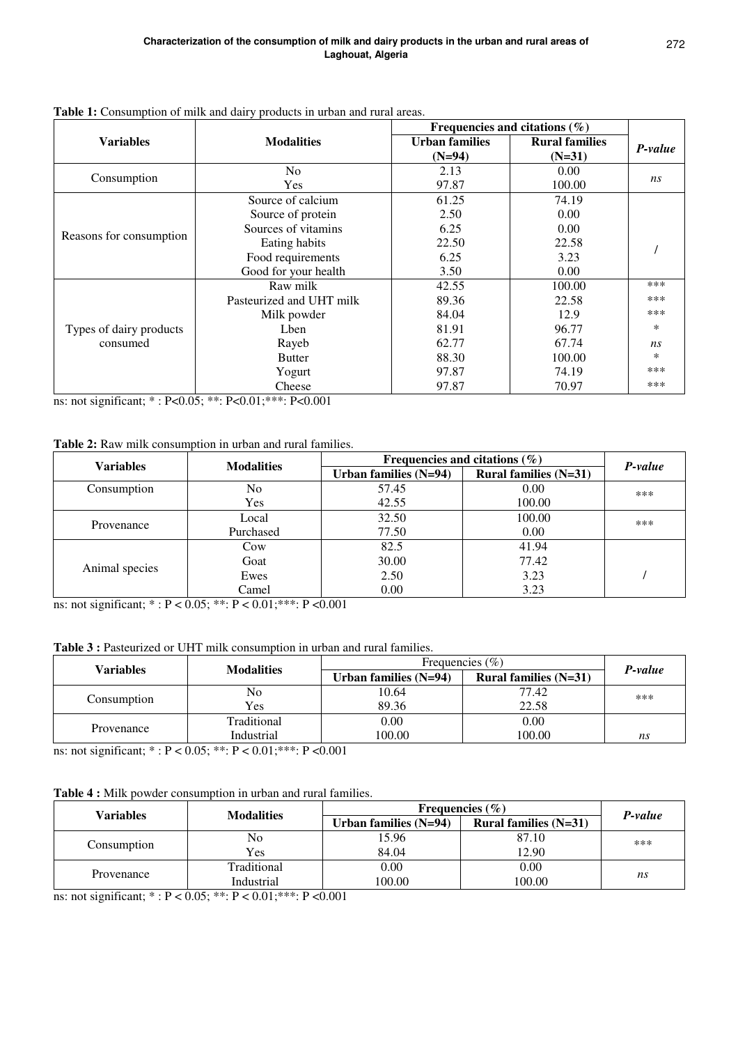**Table 1:** Consumption of milk and dairy products in urban and rural areas.

| Variables | Modalities | Frequencies and citations (%) | | *P-value* |
|---|---|---|---|---|
| | | **Urban families (N=94)** | **Rural families (N=31)** | |
| Consumption | No | 2.13 | 0.00 | *ns* |
| | Yes | 97.87 | 100.00 | |
| Reasons for consumption | Source of calcium | 61.25 | 74.19 | / |
| | Source of protein | 2.50 | 0.00 | |
| | Sources of vitamins | 6.25 | 0.00 | |
| | Eating habits | 22.50 | 22.58 | |
| | Food requirements | 6.25 | 3.23 | |
| | Good for your health | 3.50 | 0.00 | |
| Types of dairy products consumed | Raw milk | 42.55 | 100.00 | *** |
| | Pasteurized and UHT milk | 89.36 | 22.58 | *** |
| | Milk powder | 84.04 | 12.9 | *** |
| | Lben | 81.91 | 96.77 | * |
| | Rayeb | 62.77 | 67.74 | *ns* |
| | Butter | 88.30 | 100.00 | * |
| | Yogurt | 97.87 | 74.19 | *** |
| | Cheese | 97.87 | 70.97 | *** |

ns: not significant; * : P<0.05; **: P<0.01;***: P<0.001

**Table 2:** Raw milk consumption in urban and rural families.

| Variables | Modalities | Frequencies and citations (%) | | *P-value* |
|---|---|---|---|---|
| | | **Urban families (N=94)** | **Rural families (N=31)** | |
| Consumption | No | 57.45 | 0.00 | *** |
| | Yes | 42.55 | 100.00 | |
| Provenance | Local | 32.50 | 100.00 | *** |
| | Purchased | 77.50 | 0.00 | |
| Animal species | Cow | 82.5 | 41.94 | / |
| | Goat | 30.00 | 77.42 | |
| | Ewes | 2.50 | 3.23 | |
| | Camel | 0.00 | 3.23 | |

ns: not significant; * : P < 0.05; **: P < 0.01;***: P <0.001

**Table 3 :** Pasteurized or UHT milk consumption in urban and rural families.

| Variables | Modalities | Frequencies (%) | | *P-value* |
|---|---|---|---|---|
| | | **Urban families (N=94)** | **Rural families (N=31)** | |
| Consumption | No | 10.64 | 77.42 | *** |
| | Yes | 89.36 | 22.58 | |
| Provenance | Traditional | 0.00 | 0.00 | |
| | Industrial | 100.00 | 100.00 | *ns* |

ns: not significant; * : P < 0.05; **: P < 0.01;***: P <0.001

**Table 4 :** Milk powder consumption in urban and rural families.

| Variables | Modalities | Frequencies (%) | | *P-value* |
|---|---|---|---|---|
| | | **Urban families (N=94)** | **Rural families (N=31)** | |
| Consumption | No | 15.96 | 87.10 | *** |
| | Yes | 84.04 | 12.90 | |
| Provenance | Traditional | 0.00 | 0.00 | *ns* |
| | Industrial | 100.00 | 100.00 | |

ns: not significant; * : P < 0.05; **: P < 0.01;***: P <0.001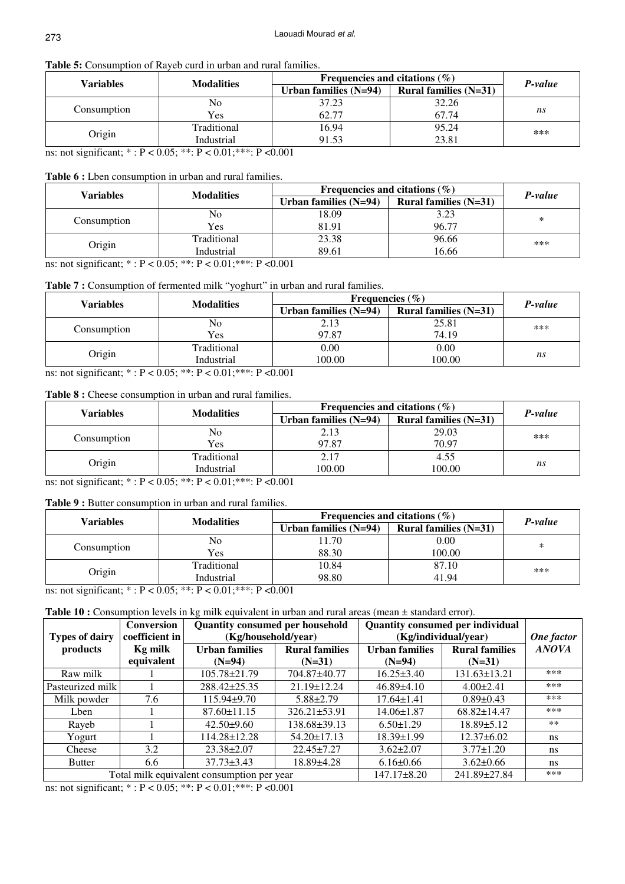**Table 5:** Consumption of Rayeb curd in urban and rural families.

| Variables | Modalities | Frequencies and citations (%) | | P-value |
|---|---|---|---|---|
| | | Urban families (N=94) | Rural families (N=31) | |
| Consumption | No | 37.23 | 32.26 | ns |
| | Yes | 62.77 | 67.74 | |
| Origin | Traditional | 16.94 | 95.24 | *** |
| | Industrial | 91.53 | 23.81 | |

ns: not significant; * : P < 0.05; **: P < 0.01;***: P <0.001

**Table 6 :** Lben consumption in urban and rural families.

| Variables | Modalities | Frequencies and citations (%) | | P-value |
|---|---|---|---|---|
| | | Urban families (N=94) | Rural families (N=31) | |
| Consumption | No | 18.09 | 3.23 | * |
| | Yes | 81.91 | 96.77 | |
| Origin | Traditional | 23.38 | 96.66 | *** |
| | Industrial | 89.61 | 16.66 | |

ns: not significant; * : P < 0.05; **: P < 0.01;***: P <0.001

**Table 7 :** Consumption of fermented milk "yoghurt" in urban and rural families.

| Variables | Modalities | Frequencies (%) | | P-value |
|---|---|---|---|---|
| | | Urban families (N=94) | Rural families (N=31) | |
| Consumption | No | 2.13 | 25.81 | *** |
| | Yes | 97.87 | 74.19 | |
| Origin | Traditional | 0.00 | 0.00 | ns |
| | Industrial | 100.00 | 100.00 | |

ns: not significant; * : P < 0.05; **: P < 0.01;***: P <0.001

**Table 8 :** Cheese consumption in urban and rural families.

| Variables | Modalities | Frequencies and citations (%) | | P-value |
|---|---|---|---|---|
| | | Urban families (N=94) | Rural families (N=31) | |
| Consumption | No | 2.13 | 29.03 | *** |
| | Yes | 97.87 | 70.97 | |
| Origin | Traditional | 2.17 | 4.55 | ns |
| | Industrial | 100.00 | 100.00 | |

ns: not significant; * : P < 0.05; **: P < 0.01;***: P <0.001

**Table 9 :** Butter consumption in urban and rural families.

| Variables | Modalities | Frequencies and citations (%) | | P-value |
|---|---|---|---|---|
| | | Urban families (N=94) | Rural families (N=31) | |
| Consumption | No | 11.70 | 0.00 | * |
| | Yes | 88.30 | 100.00 | |
| Origin | Traditional | 10.84 | 87.10 | *** |
| | Industrial | 98.80 | 41.94 | |

ns: not significant; * : P < 0.05; **: P < 0.01;***: P <0.001

**Table 10 :** Consumption levels in kg milk equivalent in urban and rural areas (mean ± standard error).

| Types of dairy products | Conversion coefficient in Kg milk equivalent | Quantity consumed per household (Kg/household/year) | | Quantity consumed per individual (Kg/individual/year) | | One factor ANOVA |
|---|---|---|---|---|---|---|
| | | Urban families (N=94) | Rural families (N=31) | Urban families (N=94) | Rural families (N=31) | |
| Raw milk | 1 | 105.78±21.79 | 704.87±40.77 | 16.25±3.40 | 131.63±13.21 | *** |
| Pasteurized milk | 1 | 288.42±25.35 | 21.19±12.24 | 46.89±4.10 | 4.00±2.41 | *** |
| Milk powder | 7.6 | 115.94±9.70 | 5.88±2.79 | 17.64±1.41 | 0.89±0.43 | *** |
| Lben | 1 | 87.60±11.15 | 326.21±53.91 | 14.06±1.87 | 68.82±14.47 | *** |
| Rayeb | 1 | 42.50±9.60 | 138.68±39.13 | 6.50±1.29 | 18.89±5.12 | ** |
| Yogurt | 1 | 114.28±12.28 | 54.20±17.13 | 18.39±1.99 | 12.37±6.02 | ns |
| Cheese | 3.2 | 23.38±2.07 | 22.45±7.27 | 3.62±2.07 | 3.77±1.20 | ns |
| Butter | 6.6 | 37.73±3.43 | 18.89±4.28 | 6.16±0.66 | 3.62±0.66 | ns |
| Total milk equivalent consumption per year | | | | 147.17±8.20 | 241.89±27.84 | *** |

ns: not significant; * : P < 0.05; **: P < 0.01;***: P <0.001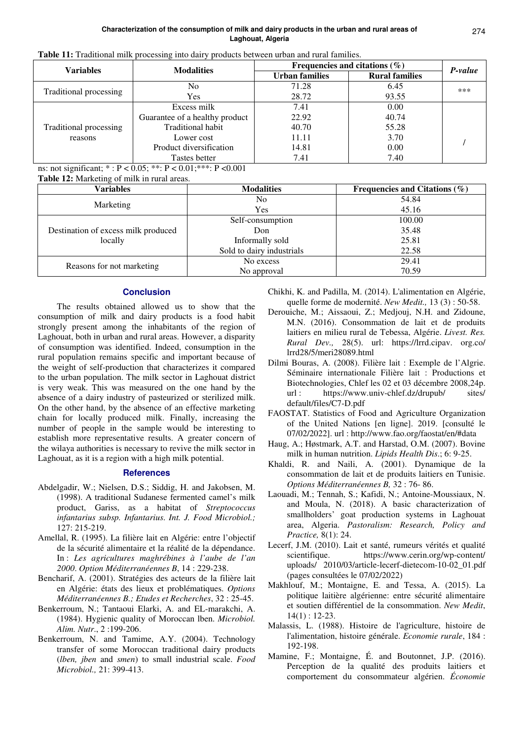**Table 11:** Traditional milk processing into dairy products between urban and rural families.

| Variables | Modalities | Frequencies and citations (%) | | *P-value* |
|---|---|---|---|---|
| | | Urban families | Rural families | |
| Traditional processing | No | 71.28 | 6.45 | *** |
| | Yes | 28.72 | 93.55 | |
| Traditional processing reasons | Excess milk | 7.41 | 0.00 | / |
| | Guarantee of a healthy product | 22.92 | 40.74 | |
| | Traditional habit | 40.70 | 55.28 | |
| | Lower cost | 11.11 | 3.70 | |
| | Product diversification | 14.81 | 0.00 | |
| | Tastes better | 7.41 | 7.40 | |

ns: not significant; * : $P < 0.05$; **: $P < 0.01$;***: $P < 0.001$

**Table 12:** Marketing of milk in rural areas.

| Variables | Modalities | Frequencies and Citations (%) |
|---|---|---|
| Marketing | No | 54.84 |
| | Yes | 45.16 |
| Destination of excess milk produced locally | Self-consumption | 100.00 |
| | Don | 35.48 |
| | Informally sold | 25.81 |
| | Sold to dairy industrials | 22.58 |
| Reasons for not marketing | No excess | 29.41 |
| | No approval | 70.59 |

## Conclusion

The results obtained allowed us to show that the consumption of milk and dairy products is a food habit strongly present among the inhabitants of the region of Laghouat, both in urban and rural areas. However, a disparity of consumption was identified. Indeed, consumption in the rural population remains specific and important because of the weight of self-production that characterizes it compared to the urban population. The milk sector in Laghouat district is very weak. This was measured on the one hand by the absence of a dairy industry of pasteurized or sterilized milk. On the other hand, by the absence of an effective marketing chain for locally produced milk. Finally, increasing the number of people in the sample would be interesting to establish more representative results. A greater concern of the wilaya authorities is necessary to revive the milk sector in Laghouat, as it is a region with a high milk potential.

## References

Abdelgadir, W.; Nielsen, D.S.; Siddig, H. and Jakobsen, M. (1998). A traditional Sudanese fermented camel's milk product, Gariss, as a habitat of *Streptococcus infantarius subsp. Infantarius. Int. J. Food Microbiol.;* 127: 215-219.

Amellal, R. (1995). La filière lait en Algérie: entre l'objectif de la sécurité alimentaire et la réalité de la dépendance. In : *Les agricultures maghrébines à l'aube de l'an 2000*. *Option Méditerranéennes B*, 14 : 229-238.

Bencharif, A. (2001). Stratégies des acteurs de la filière lait en Algérie: états des lieux et problématiques. *Options Méditerranéennes B.; Etudes et Recherches*, 32 : 25-45.

Benkerroum, N.; Tantaoui Elarki, A. and EL-marakchi, A. (1984). Hygienic quality of Moroccan lben. *Microbiol. Alim. Nutr*., 2 :199-206.

Benkerroum, N. and Tamime, A.Y. (2004). Technology transfer of some Moroccan traditional dairy products (*lben, jben* and *smen*) to small industrial scale. *Food Microbiol.,* 21: 399-413.

Chikhi, K. and Padilla, M. (2014). L'alimentation en Algérie, quelle forme de modernité. *New Medit.,* 13 (3) : 50-58.

Derouiche, M.; Aissaoui, Z.; Medjouj, N.H. and Zidoune, M.N. (2016). Consommation de lait et de produits laitiers en milieu rural de Tebessa, Algérie. *Livest. Res. Rural Dev.,* 28(5). url: https://lrrd.cipav. org.co/ lrrd28/5/meri28089.html

Dilmi Bouras, A. (2008). Filière lait : Exemple de l'Algérie. Séminaire internationale Filière lait : Productions et Biotechnologies, Chlef les 02 et 03 décembre 2008,24p. url : https://www.univ-chlef.dz/drupub/ sites/ default/files/C7-D.pdf

FAOSTAT. Statistics of Food and Agriculture Organization of the United Nations [en ligne]. 2019. [consulté le 07/02/2022]. url : http://www.fao.org/faostat/en/#data

Haug, A.; Høstmark, A.T. and Harstad, O.M. (2007). Bovine milk in human nutrition. *Lipids Health Dis*.; 6: 9-25.

Khaldi, R. and Naili, A. (2001). Dynamique de la consommation de lait et de produits laitiers en Tunisie. *Options Méditerranéennes B,* 32 : 76- 86.

Laouadi, M.; Tennah, S.; Kafidi, N.; Antoine-Moussiaux, N. and Moula, N. (2018). A basic characterization of smallholders' goat production systems in Laghouat area, Algeria. *Pastoralism: Research, Policy and Practice,* 8(1): 24.

Lecerf, J.M. (2010). Lait et santé, rumeurs vérités et qualité scientifique. https://www.cerin.org/wp-content/ uploads/ 2010/03/article-lecerf-dietecom-10-02_01.pdf (pages consultées le 07/02/2022)

Makhlouf, M.; Montaigne, E. and Tessa, A. (2015). La politique laitière algérienne: entre sécurité alimentaire et soutien différentiel de la consommation. *New Medit*, 14(1) : 12-23.

Malassis, L. (1988). Histoire de l'agriculture, histoire de l'alimentation, histoire générale. *Economie rurale*, 184 : 192-198.

Mamine, F.; Montaigne, É. and Boutonnet, J.P. (2016). Perception de la qualité des produits laitiers et comportement du consommateur algérien. *Économie*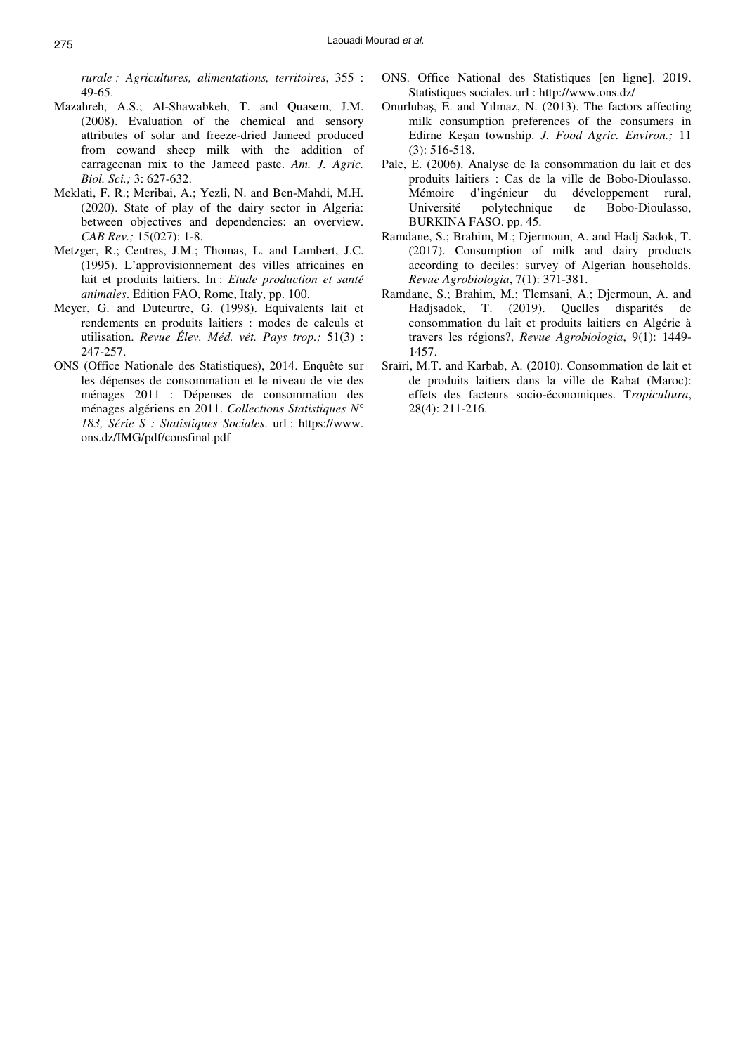*rurale : Agricultures, alimentations, territoires*, 355 : 49-65.

Mazahreh, A.S.; Al-Shawabkeh, T. and Quasem, J.M. (2008). Evaluation of the chemical and sensory attributes of solar and freeze-dried Jameed produced from cowand sheep milk with the addition of carrageenan mix to the Jameed paste. *Am. J. Agric. Biol. Sci.;* 3: 627-632.

Meklati, F. R.; Meribai, A.; Yezli, N. and Ben-Mahdi, M.H. (2020). State of play of the dairy sector in Algeria: between objectives and dependencies: an overview. *CAB Rev.;* 15(027): 1-8.

Metzger, R.; Centres, J.M.; Thomas, L. and Lambert, J.C. (1995). L'approvisionnement des villes africaines en lait et produits laitiers. In : *Etude production et santé animales*. Edition FAO, Rome, Italy, pp. 100.

Meyer, G. and Duteurtre, G. (1998). Equivalents lait et rendements en produits laitiers : modes de calculs et utilisation. *Revue Élev. Méd. vét. Pays trop.;* 51(3) : 247-257.

ONS (Office Nationale des Statistiques), 2014. Enquête sur les dépenses de consommation et le niveau de vie des ménages 2011 : Dépenses de consommation des ménages algériens en 2011. *Collections Statistiques N° 183, Série S : Statistiques Sociales*. url : https://www.ons.dz/IMG/pdf/consfinal.pdf

ONS. Office National des Statistiques [en ligne]. 2019. Statistiques sociales. url : http://www.ons.dz/

Onurlubaş, E. and Yılmaz, N. (2013). The factors affecting milk consumption preferences of the consumers in Edirne Keşan township. *J. Food Agric. Environ.;* 11 (3): 516-518.

Pale, E. (2006). Analyse de la consommation du lait et des produits laitiers : Cas de la ville de Bobo-Dioulasso. Mémoire d'ingénieur du développement rural, Université polytechnique de Bobo-Dioulasso, BURKINA FASO. pp. 45.

Ramdane, S.; Brahim, M.; Djermoun, A. and Hadj Sadok, T. (2017). Consumption of milk and dairy products according to deciles: survey of Algerian households. *Revue Agrobiologia*, 7(1): 371-381.

Ramdane, S.; Brahim, M.; Tlemsani, A.; Djermoun, A. and Hadjsadok, T. (2019). Quelles disparités de consommation du lait et produits laitiers en Algérie à travers les régions?, *Revue Agrobiologia*, 9(1): 1449-1457.

Sraïri, M.T. and Karbab, A. (2010). Consommation de lait et de produits laitiers dans la ville de Rabat (Maroc): effets des facteurs socio-économiques. T*ropicultura*, 28(4): 211-216.